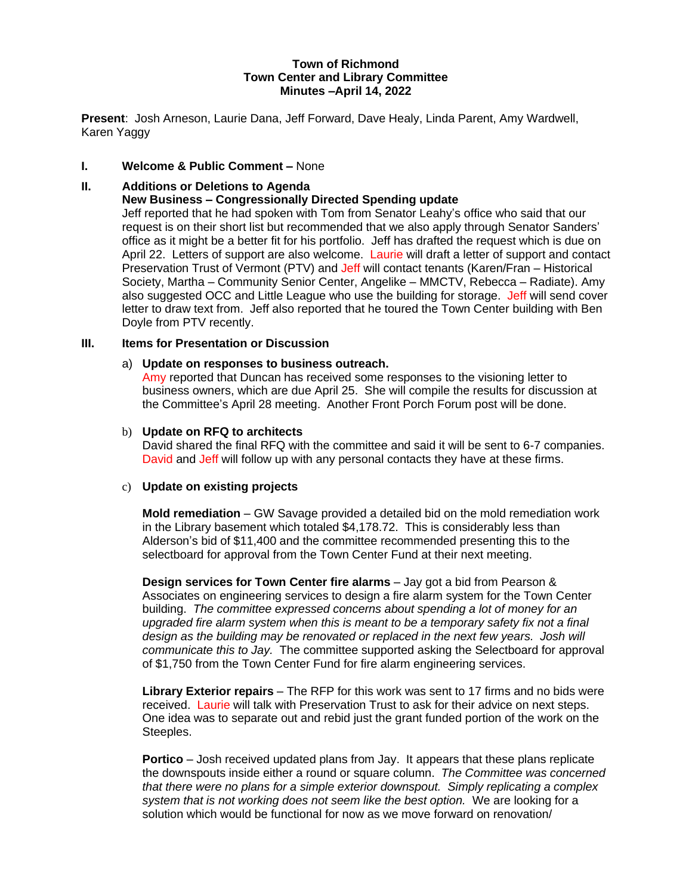**Town of Richmond**
**Town Center and Library Committee**
**Minutes –April 14, 2022**

**Present**: Josh Arneson, Laurie Dana, Jeff Forward, Dave Healy, Linda Parent, Amy Wardwell, Karen Yaggy

**I. Welcome & Public Comment –** None

**II. Additions or Deletions to Agenda**
**New Business – Congressionally Directed Spending update**

Jeff reported that he had spoken with Tom from Senator Leahy's office who said that our request is on their short list but recommended that we also apply through Senator Sanders' office as it might be a better fit for his portfolio. Jeff has drafted the request which is due on April 22. Letters of support are also welcome. Laurie will draft a letter of support and contact Preservation Trust of Vermont (PTV) and Jeff will contact tenants (Karen/Fran – Historical Society, Martha – Community Senior Center, Angelike – MMCTV, Rebecca – Radiate). Amy also suggested OCC and Little League who use the building for storage. Jeff will send cover letter to draw text from. Jeff also reported that he toured the Town Center building with Ben Doyle from PTV recently.

**III. Items for Presentation or Discussion**

a) **Update on responses to business outreach.**
Amy reported that Duncan has received some responses to the visioning letter to business owners, which are due April 25. She will compile the results for discussion at the Committee's April 28 meeting. Another Front Porch Forum post will be done.

b) **Update on RFQ to architects**
David shared the final RFQ with the committee and said it will be sent to 6-7 companies. David and Jeff will follow up with any personal contacts they have at these firms.

c) **Update on existing projects**

**Mold remediation** – GW Savage provided a detailed bid on the mold remediation work in the Library basement which totaled $4,178.72. This is considerably less than Alderson's bid of $11,400 and the committee recommended presenting this to the selectboard for approval from the Town Center Fund at their next meeting.

**Design services for Town Center fire alarms** – Jay got a bid from Pearson & Associates on engineering services to design a fire alarm system for the Town Center building. *The committee expressed concerns about spending a lot of money for an upgraded fire alarm system when this is meant to be a temporary safety fix not a final design as the building may be renovated or replaced in the next few years. Josh will communicate this to Jay.* The committee supported asking the Selectboard for approval of $1,750 from the Town Center Fund for fire alarm engineering services.

**Library Exterior repairs** – The RFP for this work was sent to 17 firms and no bids were received. Laurie will talk with Preservation Trust to ask for their advice on next steps. One idea was to separate out and rebid just the grant funded portion of the work on the Steeples.

**Portico** – Josh received updated plans from Jay. It appears that these plans replicate the downspouts inside either a round or square column. *The Committee was concerned that there were no plans for a simple exterior downspout. Simply replicating a complex system that is not working does not seem like the best option.* We are looking for a solution which would be functional for now as we move forward on renovation/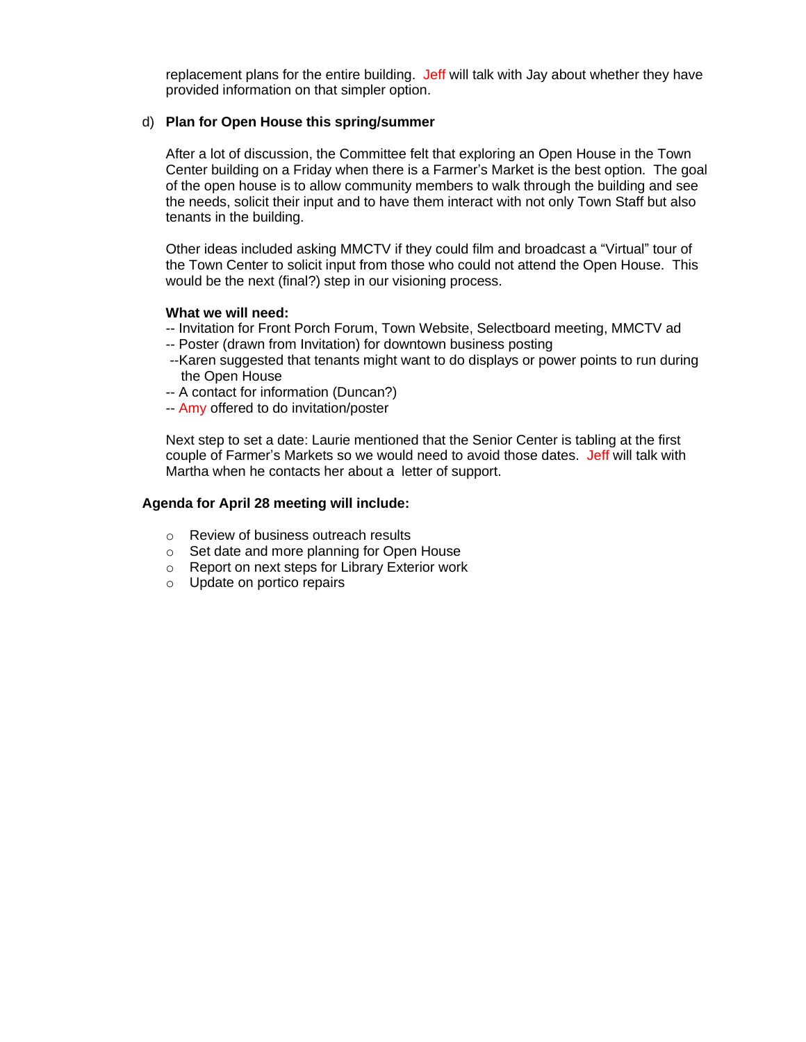replacement plans for the entire building. Jeff will talk with Jay about whether they have provided information on that simpler option.

d) **Plan for Open House this spring/summer**

After a lot of discussion, the Committee felt that exploring an Open House in the Town Center building on a Friday when there is a Farmer's Market is the best option. The goal of the open house is to allow community members to walk through the building and see the needs, solicit their input and to have them interact with not only Town Staff but also tenants in the building.

Other ideas included asking MMCTV if they could film and broadcast a "Virtual" tour of the Town Center to solicit input from those who could not attend the Open House. This would be the next (final?) step in our visioning process.

**What we will need:**

-- Invitation for Front Porch Forum, Town Website, Selectboard meeting, MMCTV ad
-- Poster (drawn from Invitation) for downtown business posting
--Karen suggested that tenants might want to do displays or power points to run during the Open House
-- A contact for information (Duncan?)
-- Amy offered to do invitation/poster

Next step to set a date: Laurie mentioned that the Senior Center is tabling at the first couple of Farmer's Markets so we would need to avoid those dates. Jeff will talk with Martha when he contacts her about a letter of support.

**Agenda for April 28 meeting will include:**

- Review of business outreach results
- Set date and more planning for Open House
- Report on next steps for Library Exterior work
- Update on portico repairs